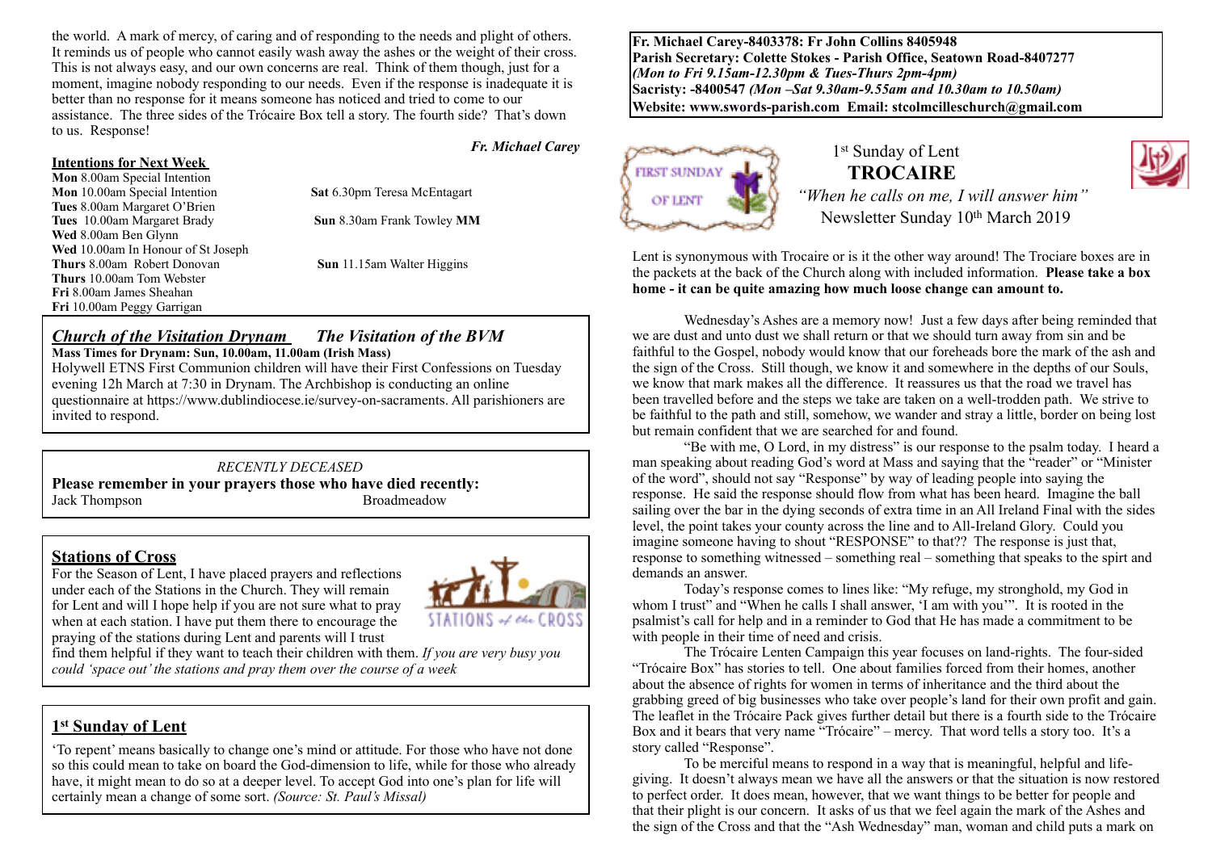the world. A mark of mercy, of caring and of responding to the needs and plight of others. It reminds us of people who cannot easily wash away the ashes or the weight of their cross. This is not always easy, and our own concerns are real. Think of them though, just for a moment, imagine nobody responding to our needs. Even if the response is inadequate it is better than no response for it means someone has noticed and tried to come to our assistance. The three sides of the Trócaire Box tell a story. The fourth side? That's down to us. Response!

*Fr. Michael Carey*

**Intentions for Next Week**

**Mon** 8.00am Special Intention
**Mon** 10.00am Special Intention
**Tues** 8.00am Margaret O'Brien
**Tues** 10.00am Margaret Brady
**Wed** 8.00am Ben Glynn
**Wed** 10.00am In Honour of St Joseph
**Thurs** 8.00am Robert Donovan
**Thurs** 10.00am Tom Webster
**Fri** 8.00am James Sheahan
**Fri** 10.00am Peggy Garrigan
**Sat** 6.30pm Teresa McEntagart
**Sun** 8.30am Frank Towley **MM**
**Sun** 11.15am Walter Higgins

## *Church of the Visitation Drynam* *The Visitation of the BVM*

**Mass Times for Drynam: Sun, 10.00am, 11.00am (Irish Mass)**

Holywell ETNS First Communion children will have their First Confessions on Tuesday evening 12h March at 7:30 in Drynam. The Archbishop is conducting an online questionnaire at https://www.dublindiocese.ie/survey-on-sacraments. All parishioners are invited to respond.

*RECENTLY DECEASED*

**Please remember in your prayers those who have died recently:**

Jack Thompson Broadmeadow

## Stations of Cross

For the Season of Lent, I have placed prayers and reflections under each of the Stations in the Church. They will remain for Lent and will I hope help if you are not sure what to pray when at each station. I have put them there to encourage the praying of the stations during Lent and parents will I trust find them helpful if they want to teach their children with them. *If you are very busy you could 'space out' the stations and pray them over the course of a week*

## 1st Sunday of Lent

'To repent' means basically to change one's mind or attitude. For those who have not done so this could mean to take on board the God-dimension to life, while for those who already have, it might mean to do so at a deeper level. To accept God into one's plan for life will certainly mean a change of some sort. *(Source: St. Paul's Missal)*

**Fr. Michael Carey-8403378: Fr John Collins 8405948**
**Parish Secretary: Colette Stokes - Parish Office, Seatown Road-8407277**
***(Mon to Fri 9.15am-12.30pm & Tues-Thurs 2pm-4pm)***
**Sacristy: -8400547** ***(Mon –Sat 9.30am-9.55am and 10.30am to 10.50am)***
**Website: www.swords-parish.com Email: stcolmcilleschurch@gmail.com**

1st Sunday of Lent

# TROCAIRE

*"When he calls on me, I will answer him"*

Newsletter Sunday 10th March 2019

Lent is synonymous with Trocaire or is it the other way around! The Trociare boxes are in the packets at the back of the Church along with included information. **Please take a box home - it can be quite amazing how much loose change can amount to.**

Wednesday's Ashes are a memory now! Just a few days after being reminded that we are dust and unto dust we shall return or that we should turn away from sin and be faithful to the Gospel, nobody would know that our foreheads bore the mark of the ash and the sign of the Cross. Still though, we know it and somewhere in the depths of our Souls, we know that mark makes all the difference. It reassures us that the road we travel has been travelled before and the steps we take are taken on a well-trodden path. We strive to be faithful to the path and still, somehow, we wander and stray a little, border on being lost but remain confident that we are searched for and found.

"Be with me, O Lord, in my distress" is our response to the psalm today. I heard a man speaking about reading God's word at Mass and saying that the "reader" or "Minister of the word", should not say "Response" by way of leading people into saying the response. He said the response should flow from what has been heard. Imagine the ball sailing over the bar in the dying seconds of extra time in an All Ireland Final with the sides level, the point takes your county across the line and to All-Ireland Glory. Could you imagine someone having to shout "RESPONSE" to that?? The response is just that, response to something witnessed – something real – something that speaks to the spirt and demands an answer.

Today's response comes to lines like: "My refuge, my stronghold, my God in whom I trust" and "When he calls I shall answer, 'I am with you'". It is rooted in the psalmist's call for help and in a reminder to God that He has made a commitment to be with people in their time of need and crisis.

The Trócaire Lenten Campaign this year focuses on land-rights. The four-sided "Trócaire Box" has stories to tell. One about families forced from their homes, another about the absence of rights for women in terms of inheritance and the third about the grabbing greed of big businesses who take over people's land for their own profit and gain. The leaflet in the Trócaire Pack gives further detail but there is a fourth side to the Trócaire Box and it bears that very name "Trócaire" – mercy. That word tells a story too. It's a story called "Response".

To be merciful means to respond in a way that is meaningful, helpful and life-giving. It doesn't always mean we have all the answers or that the situation is now restored to perfect order. It does mean, however, that we want things to be better for people and that their plight is our concern. It asks of us that we feel again the mark of the Ashes and the sign of the Cross and that the "Ash Wednesday" man, woman and child puts a mark on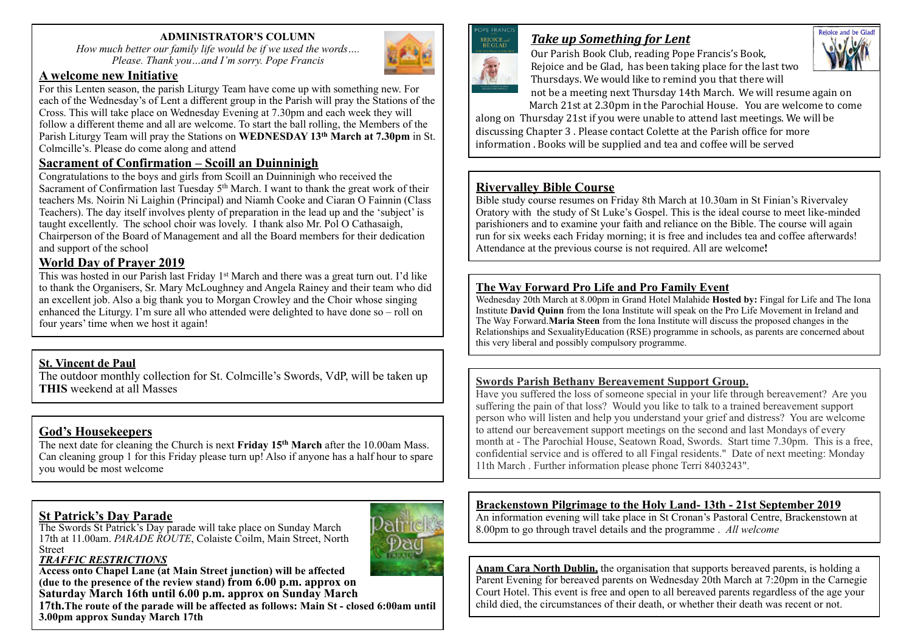## ADMINISTRATOR'S COLUMN

*How much better our family life would be if we used the words…. Please. Thank you…and I'm sorry. Pope Francis*

## A welcome new Initiative

For this Lenten season, the parish Liturgy Team have come up with something new. For each of the Wednesday's of Lent a different group in the Parish will pray the Stations of the Cross. This will take place on Wednesday Evening at 7.30pm and each week they will follow a different theme and all are welcome. To start the ball rolling, the Members of the Parish Liturgy Team will pray the Stations on **WEDNESDAY 13th March at 7.30pm** in St. Colmcille's. Please do come along and attend

## Sacrament of Confirmation – Scoill an Duinninigh

Congratulations to the boys and girls from Scoill an Duinninigh who received the Sacrament of Confirmation last Tuesday 5th March. I want to thank the great work of their teachers Ms. Noirin Ni Laighin (Principal) and Niamh Cooke and Ciaran O Fainnin (Class Teachers). The day itself involves plenty of preparation in the lead up and the 'subject' is taught excellently. The school choir was lovely. I thank also Mr. Pol O Cathasaigh, Chairperson of the Board of Management and all the Board members for their dedication and support of the school

## World Day of Prayer 2019

This was hosted in our Parish last Friday 1st March and there was a great turn out. I'd like to thank the Organisers, Sr. Mary McLoughney and Angela Rainey and their team who did an excellent job. Also a big thank you to Morgan Crowley and the Choir whose singing enhanced the Liturgy. I'm sure all who attended were delighted to have done so – roll on four years' time when we host it again!

## St. Vincent de Paul

The outdoor monthly collection for St. Colmcille's Swords, VdP, will be taken up **THIS** weekend at all Masses

## God's Housekeepers

The next date for cleaning the Church is next **Friday 15th March** after the 10.00am Mass. Can cleaning group 1 for this Friday please turn up! Also if anyone has a half hour to spare you would be most welcome

## St Patrick's Day Parade

The Swords St Patrick's Day parade will take place on Sunday March 17th at 11.00am. *PARADE ROUTE*, Colaiste Coilm, Main Street, North Street

***TRAFFIC RESTRICTIONS***

**Access onto Chapel Lane (at Main Street junction) will be affected (due to the presence of the review stand) from 6.00 p.m. approx on Saturday March 16th until 6.00 p.m. approx on Sunday March 17th.The route of the parade will be affected as follows: Main St - closed 6:00am until 3.00pm approx Sunday March 17th**

## *Take up Something for Lent*

Our Parish Book Club, reading Pope Francis's Book, Rejoice and be Glad, has been taking place for the last two Thursdays. We would like to remind you that there will not be a meeting next Thursday 14th March. We will resume again on March 21st at 2.30pm in the Parochial House. You are welcome to come along on Thursday 21st if you were unable to attend last meetings. We will be discussing Chapter 3 . Please contact Colette at the Parish office for more information . Books will be supplied and tea and coffee will be served

## Rivervalley Bible Course

Bible study course resumes on Friday 8th March at 10.30am in St Finian's Rivervaley Oratory with the study of St Luke's Gospel. This is the ideal course to meet like-minded parishioners and to examine your faith and reliance on the Bible. The course will again run for six weeks each Friday morning; it is free and includes tea and coffee afterwards! Attendance at the previous course is not required. All are welcome**!**

## The Way Forward Pro Life and Pro Family Event

Wednesday 20th March at 8.00pm in Grand Hotel Malahide **Hosted by:** Fingal for Life and The Iona Institute **David Quinn** from the Iona Institute will speak on the Pro Life Movement in Ireland and The Way Forward.**Maria Steen** from the Iona Institute will discuss the proposed changes in the Relationships and SexualityEducation (RSE) programme in schools, as parents are concerned about this very liberal and possibly compulsory programme.

## Swords Parish Bethany Bereavement Support Group.

Have you suffered the loss of someone special in your life through bereavement? Are you suffering the pain of that loss? Would you like to talk to a trained bereavement support person who will listen and help you understand your grief and distress? You are welcome to attend our bereavement support meetings on the second and last Mondays of every month at - The Parochial House, Seatown Road, Swords. Start time 7.30pm. This is a free, confidential service and is offered to all Fingal residents." Date of next meeting: Monday 11th March . Further information please phone Terri 8403243".

## Brackenstown Pilgrimage to the Holy Land- 13th - 21st September 2019

An information evening will take place in St Cronan's Pastoral Centre, Brackenstown at 8.00pm to go through travel details and the programme . *All welcome*

**Anam Cara North Dublin,** the organisation that supports bereaved parents, is holding a Parent Evening for bereaved parents on Wednesday 20th March at 7:20pm in the Carnegie Court Hotel. This event is free and open to all bereaved parents regardless of the age your child died, the circumstances of their death, or whether their death was recent or not.